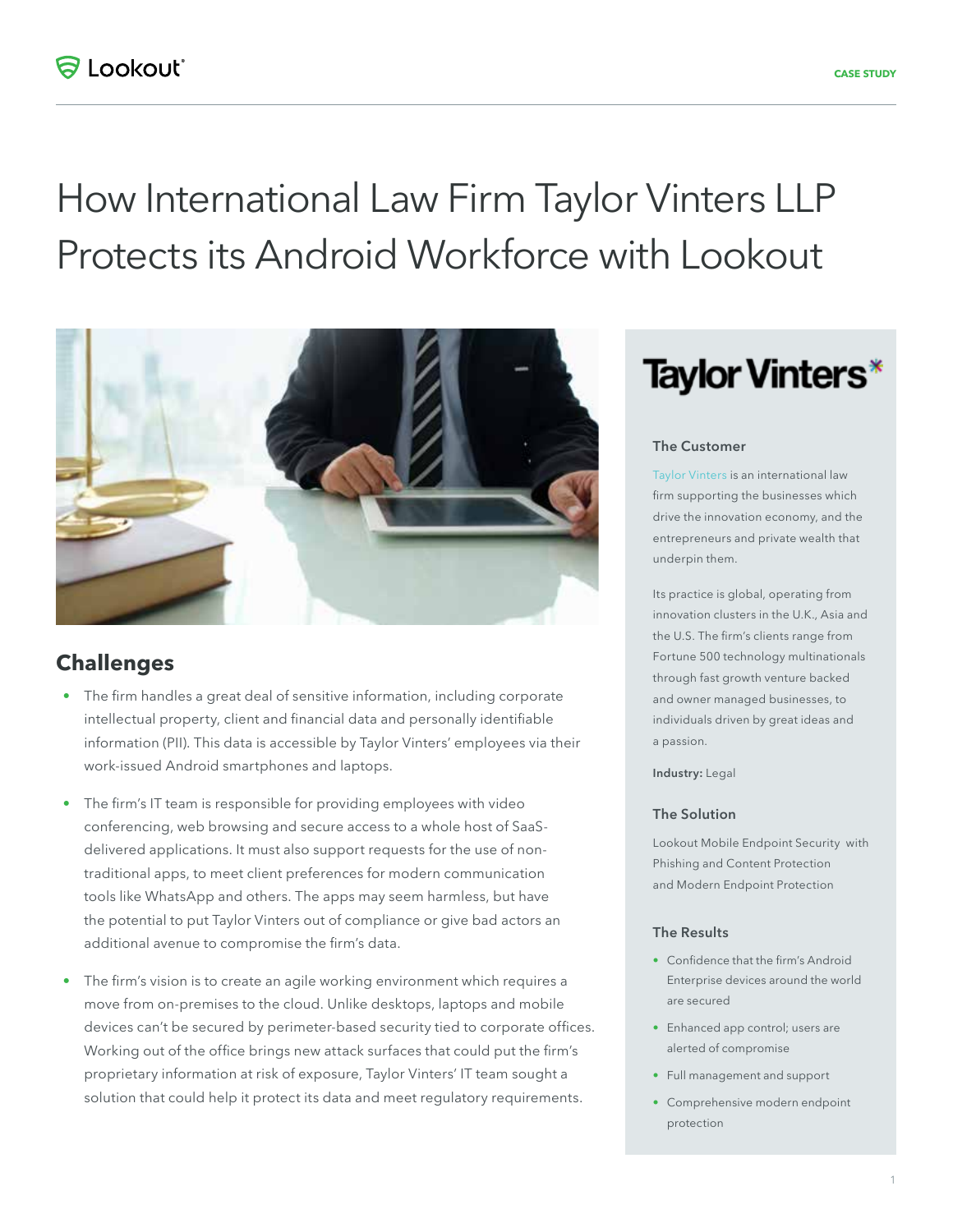CASE STUDY

# How International Law Firm Taylor Vinters LLP Protects its Android Workforce with Lookout

## Challenges

- The firm handles a great deal of sensitive information, including corporate intellectual property, client and financial data and personally identifiable information (PII). This data is accessible by Taylor Vinters' employees via their work-issued Android smartphones and laptops.
- The firm's IT team is responsible for providing employees with video conferencing, web browsing and secure access to a whole host of SaaS-delivered applications. It must also support requests for the use of non-traditional apps, to meet client preferences for modern communication tools like WhatsApp and others. The apps may seem harmless, but have the potential to put Taylor Vinters out of compliance or give bad actors an additional avenue to compromise the firm's data.
- The firm's vision is to create an agile working environment which requires a move from on-premises to the cloud. Unlike desktops, laptops and mobile devices can't be secured by perimeter-based security tied to corporate offices. Working out of the office brings new attack surfaces that could put the firm's proprietary information at risk of exposure, Taylor Vinters' IT team sought a solution that could help it protect its data and meet regulatory requirements.

Taylor Vinters*

### The Customer

Taylor Vinters is an international law firm supporting the businesses which drive the innovation economy, and the entrepreneurs and private wealth that underpin them.

Its practice is global, operating from innovation clusters in the U.K., Asia and the U.S. The firm's clients range from Fortune 500 technology multinationals through fast growth venture backed and owner managed businesses, to individuals driven by great ideas and a passion.

**Industry:** Legal

### The Solution

Lookout Mobile Endpoint Security with Phishing and Content Protection and Modern Endpoint Protection

### The Results

- Confidence that the firm's Android Enterprise devices around the world are secured
- Enhanced app control; users are alerted of compromise
- Full management and support
- Comprehensive modern endpoint protection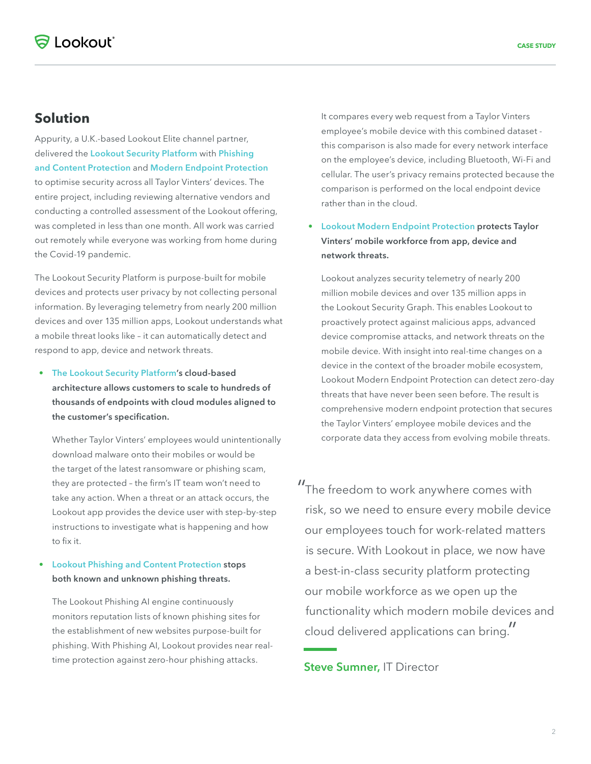## Solution

Appurity, a U.K.-based Lookout Elite channel partner, delivered the Lookout Security Platform with Phishing and Content Protection and Modern Endpoint Protection to optimise security across all Taylor Vinters' devices. The entire project, including reviewing alternative vendors and conducting a controlled assessment of the Lookout offering, was completed in less than one month. All work was carried out remotely while everyone was working from home during the Covid-19 pandemic.

The Lookout Security Platform is purpose-built for mobile devices and protects user privacy by not collecting personal information. By leveraging telemetry from nearly 200 million devices and over 135 million apps, Lookout understands what a mobile threat looks like – it can automatically detect and respond to app, device and network threats.

- **The Lookout Security Platform's cloud-based architecture allows customers to scale to hundreds of thousands of endpoints with cloud modules aligned to the customer's specification.**

  Whether Taylor Vinters' employees would unintentionally download malware onto their mobiles or would be the target of the latest ransomware or phishing scam, they are protected – the firm's IT team won't need to take any action. When a threat or an attack occurs, the Lookout app provides the device user with step-by-step instructions to investigate what is happening and how to fix it.

- **Lookout Phishing and Content Protection stops both known and unknown phishing threats.**

  The Lookout Phishing AI engine continuously monitors reputation lists of known phishing sites for the establishment of new websites purpose-built for phishing. With Phishing AI, Lookout provides near real-time protection against zero-hour phishing attacks.

  It compares every web request from a Taylor Vinters employee's mobile device with this combined dataset - this comparison is also made for every network interface on the employee's device, including Bluetooth, Wi-Fi and cellular. The user's privacy remains protected because the comparison is performed on the local endpoint device rather than in the cloud.

- **Lookout Modern Endpoint Protection protects Taylor Vinters' mobile workforce from app, device and network threats.**

  Lookout analyzes security telemetry of nearly 200 million mobile devices and over 135 million apps in the Lookout Security Graph. This enables Lookout to proactively protect against malicious apps, advanced device compromise attacks, and network threats on the mobile device. With insight into real-time changes on a device in the context of the broader mobile ecosystem, Lookout Modern Endpoint Protection can detect zero-day threats that have never been seen before. The result is comprehensive modern endpoint protection that secures the Taylor Vinters' employee mobile devices and the corporate data they access from evolving mobile threats.

> "The freedom to work anywhere comes with risk, so we need to ensure every mobile device our employees touch for work-related matters is secure. With Lookout in place, we now have a best-in-class security platform protecting our mobile workforce as we open up the functionality which modern mobile devices and cloud delivered applications can bring."
>
> **Steve Sumner,** IT Director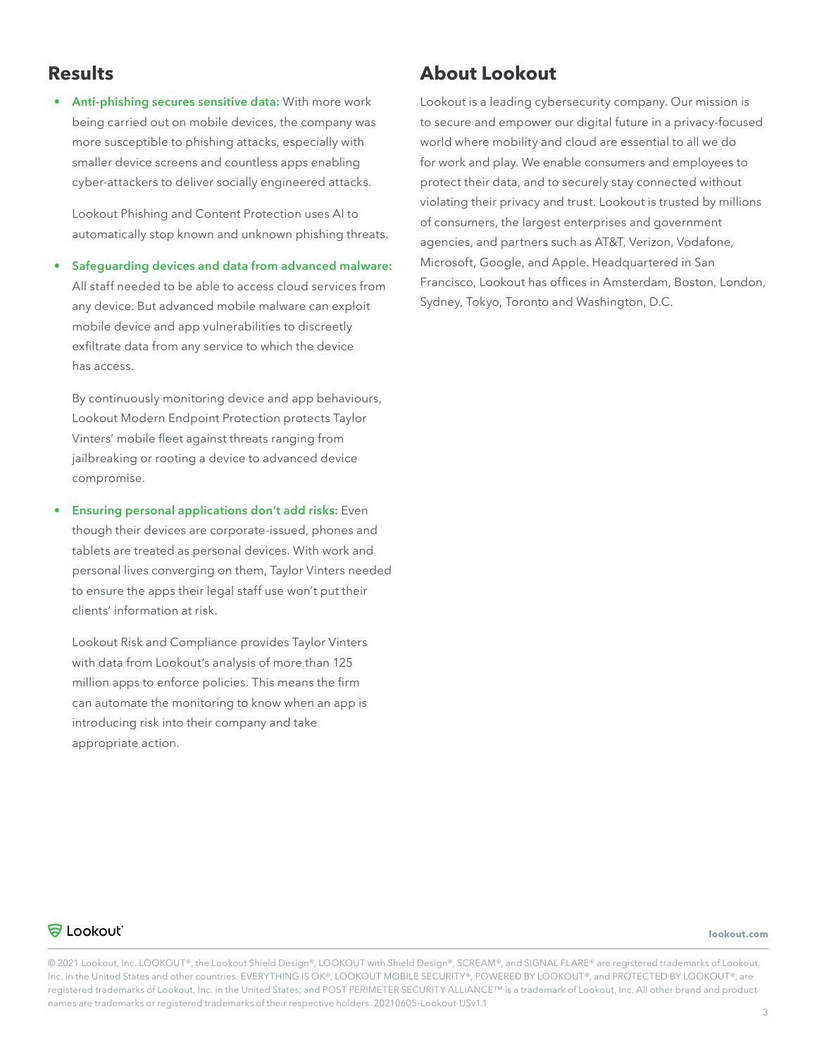## Results

- **Anti-phishing secures sensitive data:** With more work being carried out on mobile devices, the company was more susceptible to phishing attacks, especially with smaller device screens and countless apps enabling cyber-attackers to deliver socially engineered attacks.

  Lookout Phishing and Content Protection uses AI to automatically stop known and unknown phishing threats.

- **Safeguarding devices and data from advanced malware:** All staff needed to be able to access cloud services from any device. But advanced mobile malware can exploit mobile device and app vulnerabilities to discreetly exfiltrate data from any service to which the device has access.

  By continuously monitoring device and app behaviours, Lookout Modern Endpoint Protection protects Taylor Vinters' mobile fleet against threats ranging from jailbreaking or rooting a device to advanced device compromise.

- **Ensuring personal applications don't add risks:** Even though their devices are corporate-issued, phones and tablets are treated as personal devices. With work and personal lives converging on them, Taylor Vinters needed to ensure the apps their legal staff use won't put their clients' information at risk.

  Lookout Risk and Compliance provides Taylor Vinters with data from Lookout's analysis of more than 125 million apps to enforce policies. This means the firm can automate the monitoring to know when an app is introducing risk into their company and take appropriate action.

## About Lookout

Lookout is a leading cybersecurity company. Our mission is to secure and empower our digital future in a privacy-focused world where mobility and cloud are essential to all we do for work and play. We enable consumers and employees to protect their data, and to securely stay connected without violating their privacy and trust. Lookout is trusted by millions of consumers, the largest enterprises and government agencies, and partners such as AT&T, Verizon, Vodafone, Microsoft, Google, and Apple. Headquartered in San Francisco, Lookout has offices in Amsterdam, Boston, London, Sydney, Tokyo, Toronto and Washington, D.C.

Lookout

lookout.com

© 2021 Lookout, Inc. LOOKOUT®, the Lookout Shield Design®, LOOKOUT with Shield Design®, SCREAM®, and SIGNAL FLARE® are registered trademarks of Lookout, Inc. in the United States and other countries. EVERYTHING IS OK®, LOOKOUT MOBILE SECURITY®, POWERED BY LOOKOUT®, and PROTECTED BY LOOKOUT®, are registered trademarks of Lookout, Inc. in the United States; and POST PERIMETER SECURITY ALLIANCE™ is a trademark of Lookout, Inc. All other brand and product names are trademarks or registered trademarks of their respective holders. 20210605-Lookout-USv1.1